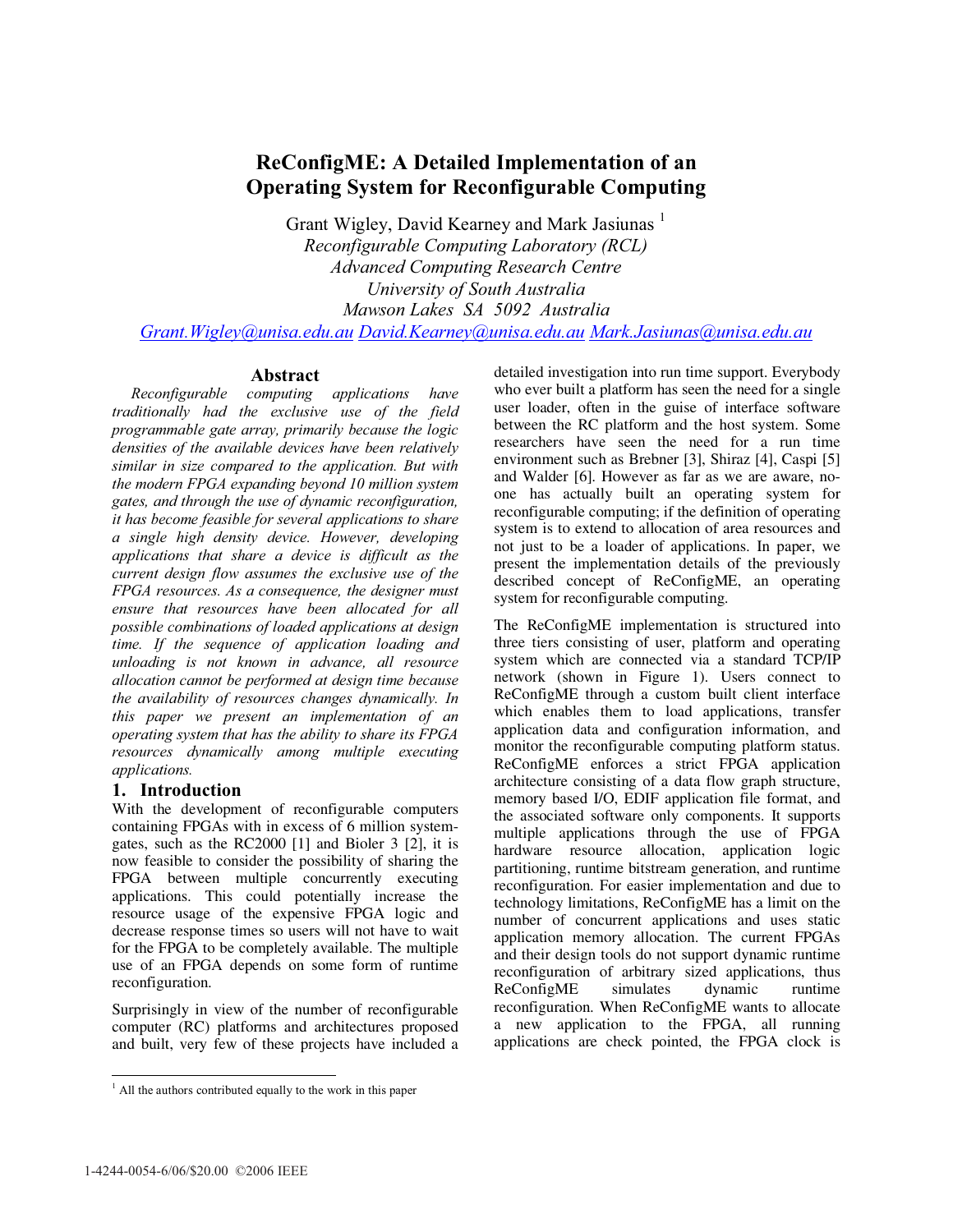# ReConfigME: A Detailed Implementation of an Operating System for Reconfigurable Computing

Grant Wigley, David Kearney and Mark Jasiunas [1]

*Reconfigurable Computing Laboratory (RCL)*
*Advanced Computing Research Centre*
*University of South Australia*
*Mawson Lakes SA 5092 Australia*

Grant.Wigley@unisa.edu.au David.Kearney@unisa.edu.au Mark.Jasiunas@unisa.edu.au

## Abstract

*Reconfigurable computing applications have traditionally had the exclusive use of the field programmable gate array, primarily because the logic densities of the available devices have been relatively similar in size compared to the application. But with the modern FPGA expanding beyond 10 million system gates, and through the use of dynamic reconfiguration, it has become feasible for several applications to share a single high density device. However, developing applications that share a device is difficult as the current design flow assumes the exclusive use of the FPGA resources. As a consequence, the designer must ensure that resources have been allocated for all possible combinations of loaded applications at design time. If the sequence of application loading and unloading is not known in advance, all resource allocation cannot be performed at design time because the availability of resources changes dynamically. In this paper we present an implementation of an operating system that has the ability to share its FPGA resources dynamically among multiple executing applications.*

## 1. Introduction

With the development of reconfigurable computers containing FPGAs with in excess of 6 million system-gates, such as the RC2000 [1] and Bioler 3 [2], it is now feasible to consider the possibility of sharing the FPGA between multiple concurrently executing applications. This could potentially increase the resource usage of the expensive FPGA logic and decrease response times so users will not have to wait for the FPGA to be completely available. The multiple use of an FPGA depends on some form of runtime reconfiguration.

Surprisingly in view of the number of reconfigurable computer (RC) platforms and architectures proposed and built, very few of these projects have included a detailed investigation into run time support. Everybody who ever built a platform has seen the need for a single user loader, often in the guise of interface software between the RC platform and the host system. Some researchers have seen the need for a run time environment such as Brebner [3], Shiraz [4], Caspi [5] and Walder [6]. However as far as we are aware, no-one has actually built an operating system for reconfigurable computing; if the definition of operating system is to extend to allocation of area resources and not just to be a loader of applications. In paper, we present the implementation details of the previously described concept of ReConfigME, an operating system for reconfigurable computing.

The ReConfigME implementation is structured into three tiers consisting of user, platform and operating system which are connected via a standard TCP/IP network (shown in Figure 1). Users connect to ReConfigME through a custom built client interface which enables them to load applications, transfer application data and configuration information, and monitor the reconfigurable computing platform status. ReConfigME enforces a strict FPGA application architecture consisting of a data flow graph structure, memory based I/O, EDIF application file format, and the associated software only components. It supports multiple applications through the use of FPGA hardware resource allocation, application logic partitioning, runtime bitstream generation, and runtime reconfiguration. For easier implementation and due to technology limitations, ReConfigME has a limit on the number of concurrent applications and uses static application memory allocation. The current FPGAs and their design tools do not support dynamic runtime reconfiguration of arbitrary sized applications, thus ReConfigME simulates dynamic runtime reconfiguration. When ReConfigME wants to allocate a new application to the FPGA, all running applications are check pointed, the FPGA clock is

[1] All the authors contributed equally to the work in this paper

1-4244-0054-6/06/$20.00 ©2006 IEEE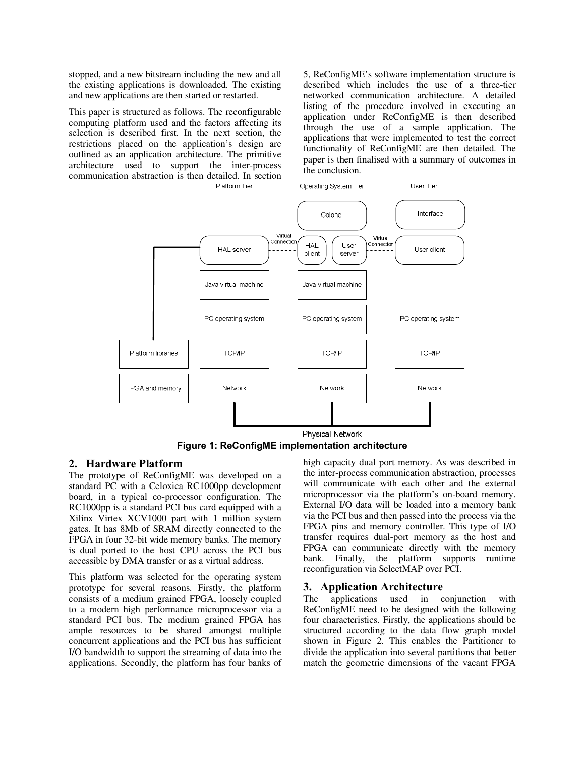stopped, and a new bitstream including the new and all the existing applications is downloaded. The existing and new applications are then started or restarted.

This paper is structured as follows. The reconfigurable computing platform used and the factors affecting its selection is described first. In the next section, the restrictions placed on the application's design are outlined as an application architecture. The primitive architecture used to support the inter-process communication abstraction is then detailed. In section 5, ReConfigME's software implementation structure is described which includes the use of a three-tier networked communication architecture. A detailed listing of the procedure involved in executing an application under ReConfigME is then described through the use of a sample application. The applications that were implemented to test the correct functionality of ReConfigME are then detailed. The paper is then finalised with a summary of outcomes in the conclusion.

Platform Tier | Operating System Tier | User Tier

Colonel | Interface

HAL server | Virtual Connection | HAL client | User server | Virtual Connection | User client

Java virtual machine | Java virtual machine

PC operating system | PC operating system | PC operating system

Platform libraries | TCP/IP | TCP/IP | TCP/IP

FPGA and memory | Network | Network | Network

Physical Network

**Figure 1: ReConfigME implementation architecture**

## 2. Hardware Platform

The prototype of ReConfigME was developed on a standard PC with a Celoxica RC1000pp development board, in a typical co-processor configuration. The RC1000pp is a standard PCI bus card equipped with a Xilinx Virtex XCV1000 part with 1 million system gates. It has 8Mb of SRAM directly connected to the FPGA in four 32-bit wide memory banks. The memory is dual ported to the host CPU across the PCI bus accessible by DMA transfer or as a virtual address.

This platform was selected for the operating system prototype for several reasons. Firstly, the platform consists of a medium grained FPGA, loosely coupled to a modern high performance microprocessor via a standard PCI bus. The medium grained FPGA has ample resources to be shared amongst multiple concurrent applications and the PCI bus has sufficient I/O bandwidth to support the streaming of data into the applications. Secondly, the platform has four banks of high capacity dual port memory. As was described in the inter-process communication abstraction, processes will communicate with each other and the external microprocessor via the platform's on-board memory. External I/O data will be loaded into a memory bank via the PCI bus and then passed into the process via the FPGA pins and memory controller. This type of I/O transfer requires dual-port memory as the host and FPGA can communicate directly with the memory bank. Finally, the platform supports runtime reconfiguration via SelectMAP over PCI.

## 3. Application Architecture

The applications used in conjunction with ReConfigME need to be designed with the following four characteristics. Firstly, the applications should be structured according to the data flow graph model shown in Figure 2. This enables the Partitioner to divide the application into several partitions that better match the geometric dimensions of the vacant FPGA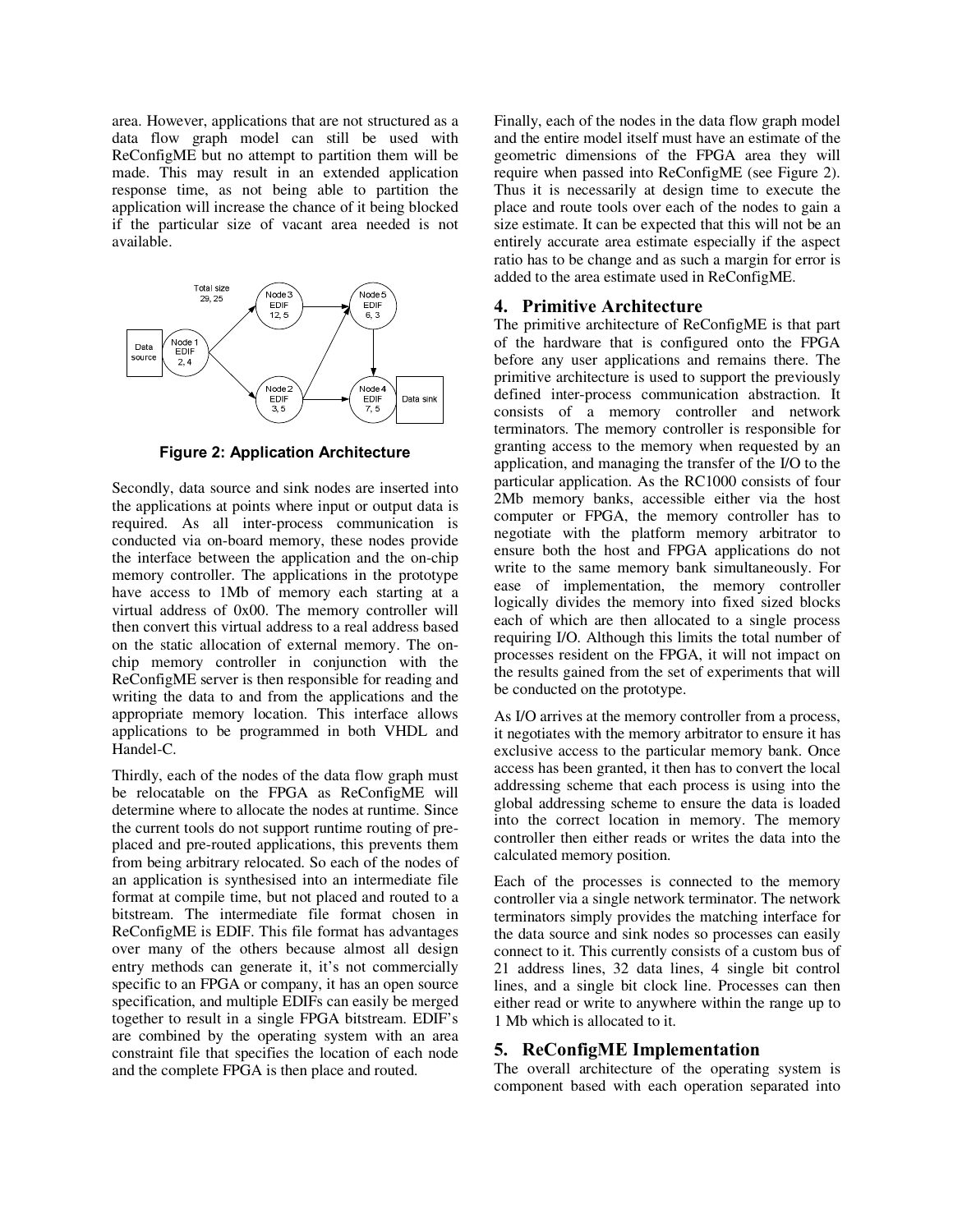area. However, applications that are not structured as a data flow graph model can still be used with ReConfigME but no attempt to partition them will be made. This may result in an extended application response time, as not being able to partition the application will increase the chance of it being blocked if the particular size of vacant area needed is not available.

Total size
29, 25

Data source

Node 1
EDIF
2, 4

Node 3
EDIF
12, 5

Node 2
EDIF
3, 5

Node 5
EDIF
6, 3

Node 4
EDIF
7, 5

Data sink

**Figure 2: Application Architecture**

Secondly, data source and sink nodes are inserted into the applications at points where input or output data is required. As all inter-process communication is conducted via on-board memory, these nodes provide the interface between the application and the on-chip memory controller. The applications in the prototype have access to 1Mb of memory each starting at a virtual address of 0x00. The memory controller will then convert this virtual address to a real address based on the static allocation of external memory. The on-chip memory controller in conjunction with the ReConfigME server is then responsible for reading and writing the data to and from the applications and the appropriate memory location. This interface allows applications to be programmed in both VHDL and Handel-C.

Thirdly, each of the nodes of the data flow graph must be relocatable on the FPGA as ReConfigME will determine where to allocate the nodes at runtime. Since the current tools do not support runtime routing of pre-placed and pre-routed applications, this prevents them from being arbitrary relocated. So each of the nodes of an application is synthesised into an intermediate file format at compile time, but not placed and routed to a bitstream. The intermediate file format chosen in ReConfigME is EDIF. This file format has advantages over many of the others because almost all design entry methods can generate it, it's not commercially specific to an FPGA or company, it has an open source specification, and multiple EDIFs can easily be merged together to result in a single FPGA bitstream. EDIF's are combined by the operating system with an area constraint file that specifies the location of each node and the complete FPGA is then place and routed.

Finally, each of the nodes in the data flow graph model and the entire model itself must have an estimate of the geometric dimensions of the FPGA area they will require when passed into ReConfigME (see Figure 2). Thus it is necessarily at design time to execute the place and route tools over each of the nodes to gain a size estimate. It can be expected that this will not be an entirely accurate area estimate especially if the aspect ratio has to be change and as such a margin for error is added to the area estimate used in ReConfigME.

## 4. Primitive Architecture

The primitive architecture of ReConfigME is that part of the hardware that is configured onto the FPGA before any user applications and remains there. The primitive architecture is used to support the previously defined inter-process communication abstraction. It consists of a memory controller and network terminators. The memory controller is responsible for granting access to the memory when requested by an application, and managing the transfer of the I/O to the particular application. As the RC1000 consists of four 2Mb memory banks, accessible either via the host computer or FPGA, the memory controller has to negotiate with the platform memory arbitrator to ensure both the host and FPGA applications do not write to the same memory bank simultaneously. For ease of implementation, the memory controller logically divides the memory into fixed sized blocks each of which are then allocated to a single process requiring I/O. Although this limits the total number of processes resident on the FPGA, it will not impact on the results gained from the set of experiments that will be conducted on the prototype.

As I/O arrives at the memory controller from a process, it negotiates with the memory arbitrator to ensure it has exclusive access to the particular memory bank. Once access has been granted, it then has to convert the local addressing scheme that each process is using into the global addressing scheme to ensure the data is loaded into the correct location in memory. The memory controller then either reads or writes the data into the calculated memory position.

Each of the processes is connected to the memory controller via a single network terminator. The network terminators simply provides the matching interface for the data source and sink nodes so processes can easily connect to it. This currently consists of a custom bus of 21 address lines, 32 data lines, 4 single bit control lines, and a single bit clock line. Processes can then either read or write to anywhere within the range up to 1 Mb which is allocated to it.

## 5. ReConfigME Implementation

The overall architecture of the operating system is component based with each operation separated into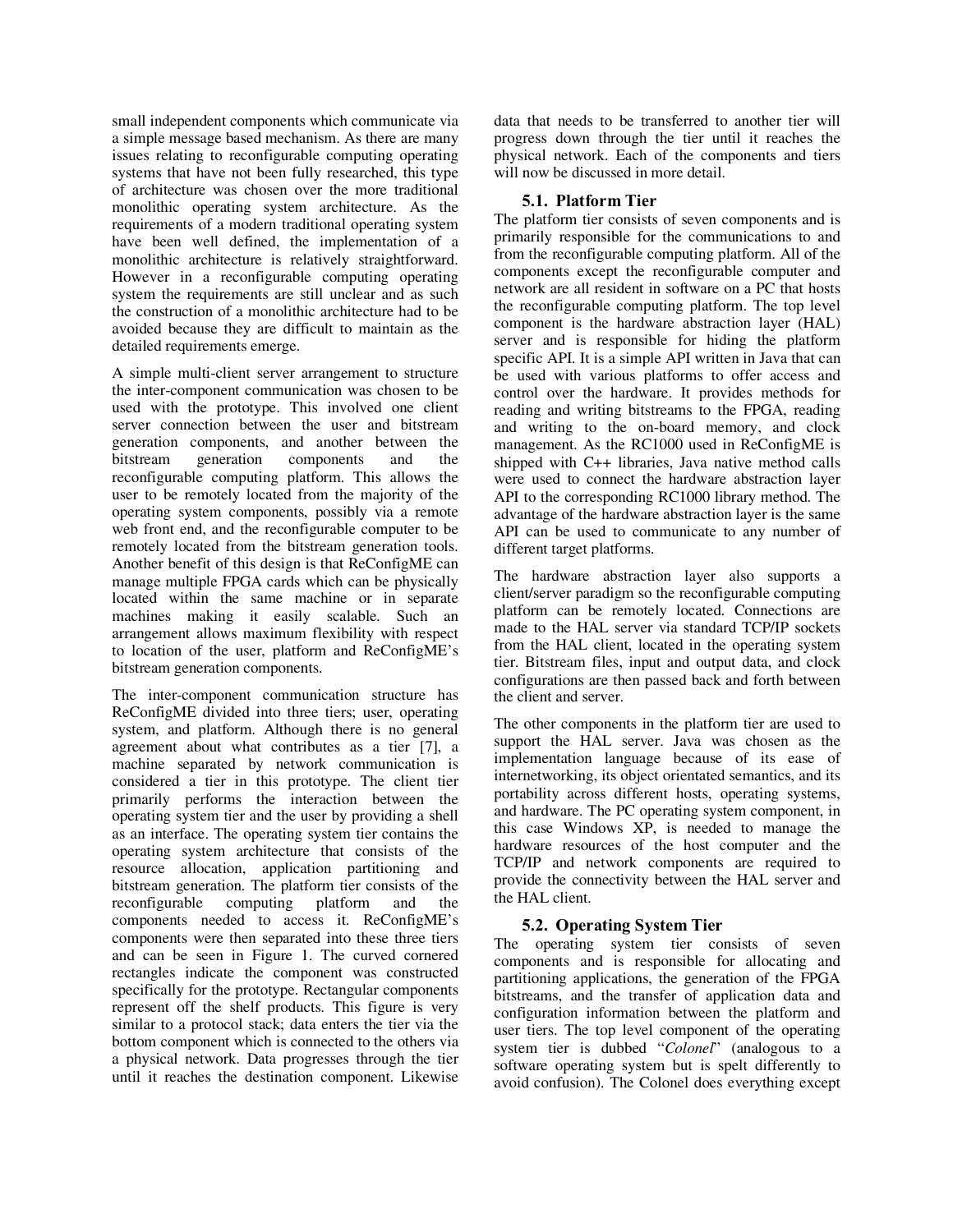small independent components which communicate via a simple message based mechanism. As there are many issues relating to reconfigurable computing operating systems that have not been fully researched, this type of architecture was chosen over the more traditional monolithic operating system architecture. As the requirements of a modern traditional operating system have been well defined, the implementation of a monolithic architecture is relatively straightforward. However in a reconfigurable computing operating system the requirements are still unclear and as such the construction of a monolithic architecture had to be avoided because they are difficult to maintain as the detailed requirements emerge.

A simple multi-client server arrangement to structure the inter-component communication was chosen to be used with the prototype. This involved one client server connection between the user and bitstream generation components, and another between the bitstream generation components and the reconfigurable computing platform. This allows the user to be remotely located from the majority of the operating system components, possibly via a remote web front end, and the reconfigurable computer to be remotely located from the bitstream generation tools. Another benefit of this design is that ReConfigME can manage multiple FPGA cards which can be physically located within the same machine or in separate machines making it easily scalable. Such an arrangement allows maximum flexibility with respect to location of the user, platform and ReConfigME's bitstream generation components.

The inter-component communication structure has ReConfigME divided into three tiers; user, operating system, and platform. Although there is no general agreement about what contributes as a tier [7], a machine separated by network communication is considered a tier in this prototype. The client tier primarily performs the interaction between the operating system tier and the user by providing a shell as an interface. The operating system tier contains the operating system architecture that consists of the resource allocation, application partitioning and bitstream generation. The platform tier consists of the reconfigurable computing platform and the components needed to access it. ReConfigME's components were then separated into these three tiers and can be seen in Figure 1. The curved cornered rectangles indicate the component was constructed specifically for the prototype. Rectangular components represent off the shelf products. This figure is very similar to a protocol stack; data enters the tier via the bottom component which is connected to the others via a physical network. Data progresses through the tier until it reaches the destination component. Likewise data that needs to be transferred to another tier will progress down through the tier until it reaches the physical network. Each of the components and tiers will now be discussed in more detail.

### 5.1. Platform Tier

The platform tier consists of seven components and is primarily responsible for the communications to and from the reconfigurable computing platform. All of the components except the reconfigurable computer and network are all resident in software on a PC that hosts the reconfigurable computing platform. The top level component is the hardware abstraction layer (HAL) server and is responsible for hiding the platform specific API. It is a simple API written in Java that can be used with various platforms to offer access and control over the hardware. It provides methods for reading and writing bitstreams to the FPGA, reading and writing to the on-board memory, and clock management. As the RC1000 used in ReConfigME is shipped with C++ libraries, Java native method calls were used to connect the hardware abstraction layer API to the corresponding RC1000 library method. The advantage of the hardware abstraction layer is the same API can be used to communicate to any number of different target platforms.

The hardware abstraction layer also supports a client/server paradigm so the reconfigurable computing platform can be remotely located. Connections are made to the HAL server via standard TCP/IP sockets from the HAL client, located in the operating system tier. Bitstream files, input and output data, and clock configurations are then passed back and forth between the client and server.

The other components in the platform tier are used to support the HAL server. Java was chosen as the implementation language because of its ease of internetworking, its object orientated semantics, and its portability across different hosts, operating systems, and hardware. The PC operating system component, in this case Windows XP, is needed to manage the hardware resources of the host computer and the TCP/IP and network components are required to provide the connectivity between the HAL server and the HAL client.

### 5.2. Operating System Tier

The operating system tier consists of seven components and is responsible for allocating and partitioning applications, the generation of the FPGA bitstreams, and the transfer of application data and configuration information between the platform and user tiers. The top level component of the operating system tier is dubbed "*Colonel*" (analogous to a software operating system but is spelt differently to avoid confusion). The Colonel does everything except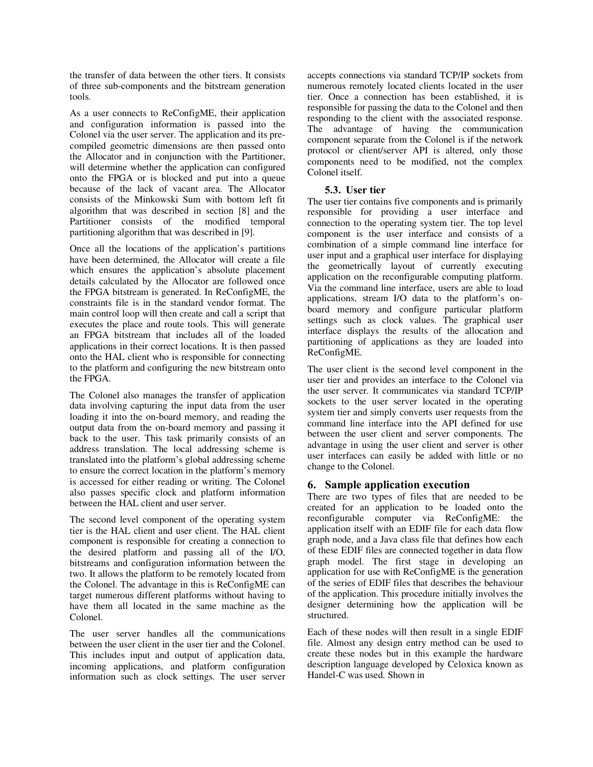the transfer of data between the other tiers. It consists of three sub-components and the bitstream generation tools.

As a user connects to ReConfigME, their application and configuration information is passed into the Colonel via the user server. The application and its pre-compiled geometric dimensions are then passed onto the Allocator and in conjunction with the Partitioner, will determine whether the application can configured onto the FPGA or is blocked and put into a queue because of the lack of vacant area. The Allocator consists of the Minkowski Sum with bottom left fit algorithm that was described in section [8] and the Partitioner consists of the modified temporal partitioning algorithm that was described in [9].

Once all the locations of the application's partitions have been determined, the Allocator will create a file which ensures the application's absolute placement details calculated by the Allocator are followed once the FPGA bitstream is generated. In ReConfigME, the constraints file is in the standard vendor format. The main control loop will then create and call a script that executes the place and route tools. This will generate an FPGA bitstream that includes all of the loaded applications in their correct locations. It is then passed onto the HAL client who is responsible for connecting to the platform and configuring the new bitstream onto the FPGA.

The Colonel also manages the transfer of application data involving capturing the input data from the user loading it into the on-board memory, and reading the output data from the on-board memory and passing it back to the user. This task primarily consists of an address translation. The local addressing scheme is translated into the platform's global addressing scheme to ensure the correct location in the platform's memory is accessed for either reading or writing. The Colonel also passes specific clock and platform information between the HAL client and user server.

The second level component of the operating system tier is the HAL client and user client. The HAL client component is responsible for creating a connection to the desired platform and passing all of the I/O, bitstreams and configuration information between the two. It allows the platform to be remotely located from the Colonel. The advantage in this is ReConfigME can target numerous different platforms without having to have them all located in the same machine as the Colonel.

The user server handles all the communications between the user client in the user tier and the Colonel. This includes input and output of application data, incoming applications, and platform configuration information such as clock settings. The user server accepts connections via standard TCP/IP sockets from numerous remotely located clients located in the user tier. Once a connection has been established, it is responsible for passing the data to the Colonel and then responding to the client with the associated response. The advantage of having the communication component separate from the Colonel is if the network protocol or client/server API is altered, only those components need to be modified, not the complex Colonel itself.

### 5.3. User tier

The user tier contains five components and is primarily responsible for providing a user interface and connection to the operating system tier. The top level component is the user interface and consists of a combination of a simple command line interface for user input and a graphical user interface for displaying the geometrically layout of currently executing application on the reconfigurable computing platform. Via the command line interface, users are able to load applications, stream I/O data to the platform's on-board memory and configure particular platform settings such as clock values. The graphical user interface displays the results of the allocation and partitioning of applications as they are loaded into ReConfigME.

The user client is the second level component in the user tier and provides an interface to the Colonel via the user server. It communicates via standard TCP/IP sockets to the user server located in the operating system tier and simply converts user requests from the command line interface into the API defined for use between the user client and server components. The advantage in using the user client and server is other user interfaces can easily be added with little or no change to the Colonel.

## 6. Sample application execution

There are two types of files that are needed to be created for an application to be loaded onto the reconfigurable computer via ReConfigME: the application itself with an EDIF file for each data flow graph node, and a Java class file that defines how each of these EDIF files are connected together in data flow graph model. The first stage in developing an application for use with ReConfigME is the generation of the series of EDIF files that describes the behaviour of the application. This procedure initially involves the designer determining how the application will be structured.

Each of these nodes will then result in a single EDIF file. Almost any design entry method can be used to create these nodes but in this example the hardware description language developed by Celoxica known as Handel-C was used. Shown in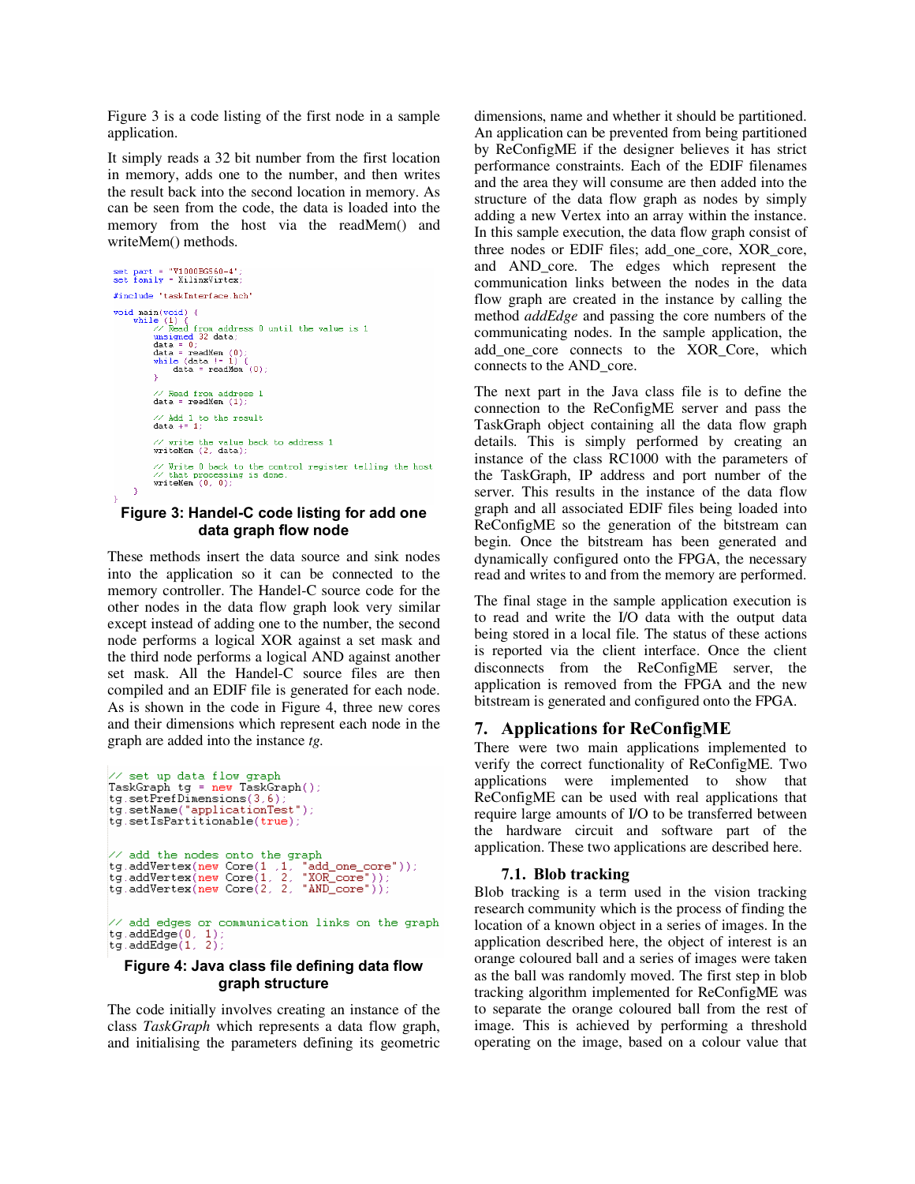Figure 3 is a code listing of the first node in a sample application.

It simply reads a 32 bit number from the first location in memory, adds one to the number, and then writes the result back into the second location in memory. As can be seen from the code, the data is loaded into the memory from the host via the readMem() and writeMem() methods.

```
set part = "V1000BG560-4";
set family = XilinxVirtex;

#include "taskInterface.hch"

void main(void) {
    while (1) {
        // Read from address 0 until the value is 1
        unsigned 32 data;
        data = 0;
        data = readMem (0);
        while (data != 1) {
            data = readMem (0);
        }

        // Read from address 1
        data = readMem (1);

        // Add 1 to the result
        data += 1;

        // write the value back to address 1
        writeMem (2, data);

        // Write 0 back to the control register telling the host
        // that processing is done.
        writeMem (0, 0);
    }
}
```

**Figure 3: Handel-C code listing for add one data graph flow node**

These methods insert the data source and sink nodes into the application so it can be connected to the memory controller. The Handel-C source code for the other nodes in the data flow graph look very similar except instead of adding one to the number, the second node performs a logical XOR against a set mask and the third node performs a logical AND against another set mask. All the Handel-C source files are then compiled and an EDIF file is generated for each node. As is shown in the code in Figure 4, three new cores and their dimensions which represent each node in the graph are added into the instance *tg*.

```
// set up data flow graph
TaskGraph tg = new TaskGraph();
tg.setPrefDimensions(3,6);
tg.setName("applicationTest");
tg.setIsPartitionable(true);


// add the nodes onto the graph
tg.addVertex(new Core(1 ,1, "add_one_core"));
tg.addVertex(new Core(1, 2, "XOR_core"));
tg.addVertex(new Core(2, 2, "AND_core"));


// add edges or communication links on the graph
tg.addEdge(0, 1);
tg.addEdge(1, 2);
```

**Figure 4: Java class file defining data flow graph structure**

The code initially involves creating an instance of the class *TaskGraph* which represents a data flow graph, and initialising the parameters defining its geometric dimensions, name and whether it should be partitioned. An application can be prevented from being partitioned by ReConfigME if the designer believes it has strict performance constraints. Each of the EDIF filenames and the area they will consume are then added into the structure of the data flow graph as nodes by simply adding a new Vertex into an array within the instance. In this sample execution, the data flow graph consist of three nodes or EDIF files; add_one_core, XOR_core, and AND_core. The edges which represent the communication links between the nodes in the data flow graph are created in the instance by calling the method *addEdge* and passing the core numbers of the communicating nodes. In the sample application, the add_one_core connects to the XOR_Core, which connects to the AND_core.

The next part in the Java class file is to define the connection to the ReConfigME server and pass the TaskGraph object containing all the data flow graph details. This is simply performed by creating an instance of the class RC1000 with the parameters of the TaskGraph, IP address and port number of the server. This results in the instance of the data flow graph and all associated EDIF files being loaded into ReConfigME so the generation of the bitstream can begin. Once the bitstream has been generated and dynamically configured onto the FPGA, the necessary read and writes to and from the memory are performed.

The final stage in the sample application execution is to read and write the I/O data with the output data being stored in a local file. The status of these actions is reported via the client interface. Once the client disconnects from the ReConfigME server, the application is removed from the FPGA and the new bitstream is generated and configured onto the FPGA.

## 7. Applications for ReConfigME

There were two main applications implemented to verify the correct functionality of ReConfigME. Two applications were implemented to show that ReConfigME can be used with real applications that require large amounts of I/O to be transferred between the hardware circuit and software part of the application. These two applications are described here.

### 7.1. Blob tracking

Blob tracking is a term used in the vision tracking research community which is the process of finding the location of a known object in a series of images. In the application described here, the object of interest is an orange coloured ball and a series of images were taken as the ball was randomly moved. The first step in blob tracking algorithm implemented for ReConfigME was to separate the orange coloured ball from the rest of image. This is achieved by performing a threshold operating on the image, based on a colour value that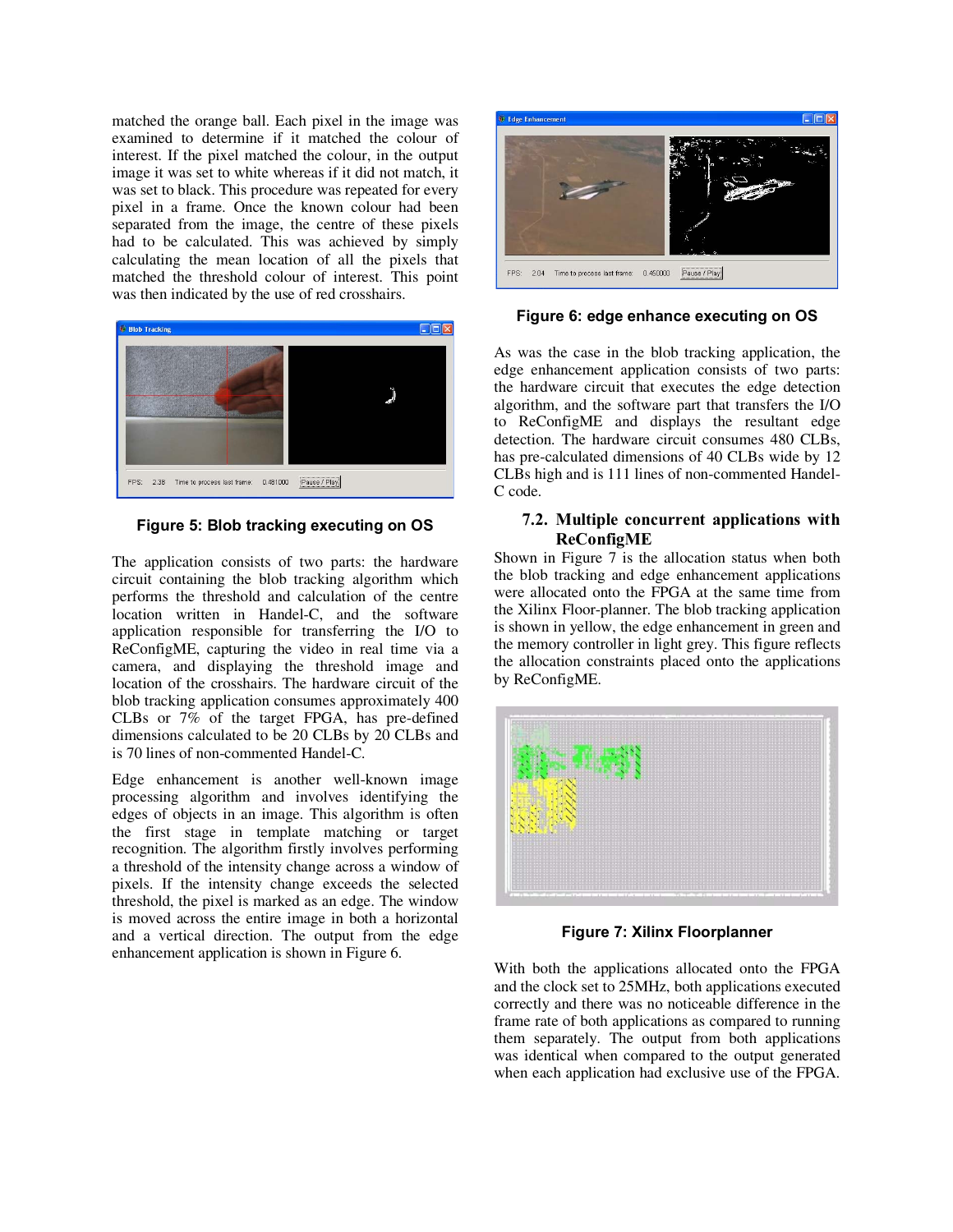matched the orange ball. Each pixel in the image was examined to determine if it matched the colour of interest. If the pixel matched the colour, in the output image it was set to white whereas if it did not match, it was set to black. This procedure was repeated for every pixel in a frame. Once the known colour had been separated from the image, the centre of these pixels had to be calculated. This was achieved by simply calculating the mean location of all the pixels that matched the threshold colour of interest. This point was then indicated by the use of red crosshairs.

**Figure 5: Blob tracking executing on OS**

The application consists of two parts: the hardware circuit containing the blob tracking algorithm which performs the threshold and calculation of the centre location written in Handel-C, and the software application responsible for transferring the I/O to ReConfigME, capturing the video in real time via a camera, and displaying the threshold image and location of the crosshairs. The hardware circuit of the blob tracking application consumes approximately 400 CLBs or 7% of the target FPGA, has pre-defined dimensions calculated to be 20 CLBs by 20 CLBs and is 70 lines of non-commented Handel-C.

Edge enhancement is another well-known image processing algorithm and involves identifying the edges of objects in an image. This algorithm is often the first stage in template matching or target recognition. The algorithm firstly involves performing a threshold of the intensity change across a window of pixels. If the intensity change exceeds the selected threshold, the pixel is marked as an edge. The window is moved across the entire image in both a horizontal and a vertical direction. The output from the edge enhancement application is shown in Figure 6.

**Figure 6: edge enhance executing on OS**

As was the case in the blob tracking application, the edge enhancement application consists of two parts: the hardware circuit that executes the edge detection algorithm, and the software part that transfers the I/O to ReConfigME and displays the resultant edge detection. The hardware circuit consumes 480 CLBs, has pre-calculated dimensions of 40 CLBs wide by 12 CLBs high and is 111 lines of non-commented Handel-C code.

### 7.2. Multiple concurrent applications with ReConfigME

Shown in Figure 7 is the allocation status when both the blob tracking and edge enhancement applications were allocated onto the FPGA at the same time from the Xilinx Floor-planner. The blob tracking application is shown in yellow, the edge enhancement in green and the memory controller in light grey. This figure reflects the allocation constraints placed onto the applications by ReConfigME.

**Figure 7: Xilinx Floorplanner**

With both the applications allocated onto the FPGA and the clock set to 25MHz, both applications executed correctly and there was no noticeable difference in the frame rate of both applications as compared to running them separately. The output from both applications was identical when compared to the output generated when each application had exclusive use of the FPGA.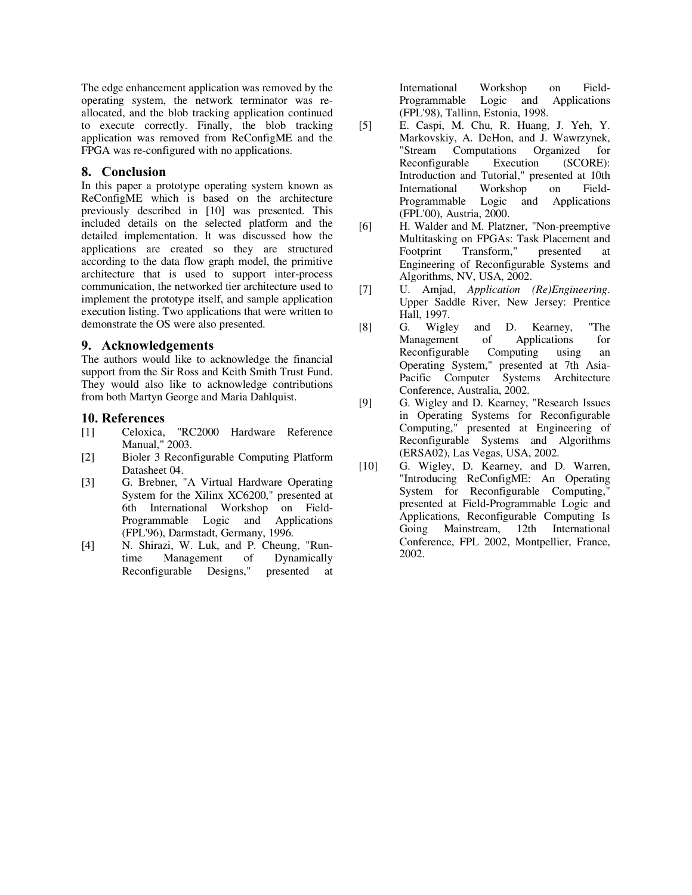The edge enhancement application was removed by the operating system, the network terminator was re-allocated, and the blob tracking application continued to execute correctly. Finally, the blob tracking application was removed from ReConfigME and the FPGA was re-configured with no applications.

## 8. Conclusion

In this paper a prototype operating system known as ReConfigME which is based on the architecture previously described in [10] was presented. This included details on the selected platform and the detailed implementation. It was discussed how the applications are created so they are structured according to the data flow graph model, the primitive architecture that is used to support inter-process communication, the networked tier architecture used to implement the prototype itself, and sample application execution listing. Two applications that were written to demonstrate the OS were also presented.

## 9. Acknowledgements

The authors would like to acknowledge the financial support from the Sir Ross and Keith Smith Trust Fund. They would also like to acknowledge contributions from both Martyn George and Maria Dahlquist.

## 10. References

[1] Celoxica, "RC2000 Hardware Reference Manual," 2003.

[2] Bioler 3 Reconfigurable Computing Platform Datasheet 04.

[3] G. Brebner, "A Virtual Hardware Operating System for the Xilinx XC6200," presented at 6th International Workshop on Field-Programmable Logic and Applications (FPL'96), Darmstadt, Germany, 1996.

[4] N. Shirazi, W. Luk, and P. Cheung, "Run-time Management of Dynamically Reconfigurable Designs," presented at International Workshop on Field-Programmable Logic and Applications (FPL'98), Tallinn, Estonia, 1998.

[5] E. Caspi, M. Chu, R. Huang, J. Yeh, Y. Markovskiy, A. DeHon, and J. Wawrzynek, "Stream Computations Organized for Reconfigurable Execution (SCORE): Introduction and Tutorial," presented at 10th International Workshop on Field-Programmable Logic and Applications (FPL'00), Austria, 2000.

[6] H. Walder and M. Platzner, "Non-preemptive Multitasking on FPGAs: Task Placement and Footprint Transform," presented at Engineering of Reconfigurable Systems and Algorithms, NV, USA, 2002.

[7] U. Amjad, *Application (Re)Engineering*. Upper Saddle River, New Jersey: Prentice Hall, 1997.

[8] G. Wigley and D. Kearney, "The Management of Applications for Reconfigurable Computing using an Operating System," presented at 7th Asia-Pacific Computer Systems Architecture Conference, Australia, 2002.

[9] G. Wigley and D. Kearney, "Research Issues in Operating Systems for Reconfigurable Computing," presented at Engineering of Reconfigurable Systems and Algorithms (ERSA02), Las Vegas, USA, 2002.

[10] G. Wigley, D. Kearney, and D. Warren, "Introducing ReConfigME: An Operating System for Reconfigurable Computing," presented at Field-Programmable Logic and Applications, Reconfigurable Computing Is Going Mainstream, 12th International Conference, FPL 2002, Montpellier, France, 2002.